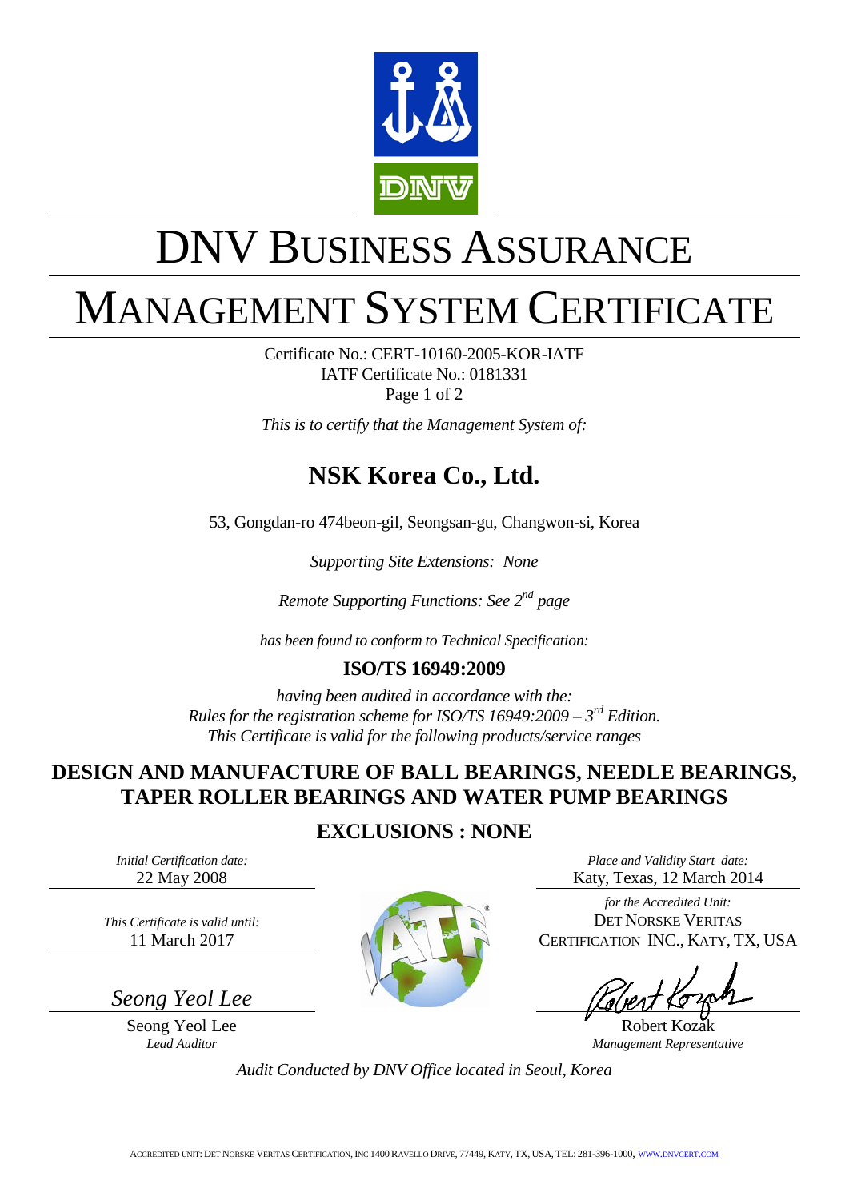# DNV BUSINESS ASSURANCE

# MANAGEMENT SYSTEM CERTIFICATE

Certificate No.: CERT-10160-2005-KOR-IATF
IATF Certificate No.: 0181331

*This is to certify that the Management System of:*

## NSK Korea Co., Ltd.

53, Gongdan-ro 474beon-gil, Seongsan-gu, Changwon-si, Korea

*Supporting Site Extensions: None*

*Remote Supporting Functions: See 2nd page*

*has been found to conform to Technical Specification:*

**ISO/TS 16949:2009**

*having been audited in accordance with the:*
*Rules for the registration scheme for ISO/TS 16949:2009 – 3rd Edition.*
*This Certificate is valid for the following products/service ranges*

**DESIGN AND MANUFACTURE OF BALL BEARINGS, NEEDLE BEARINGS, TAPER ROLLER BEARINGS AND WATER PUMP BEARINGS**

**EXCLUSIONS : NONE**

*Initial Certification date:*
22 May 2008

*This Certificate is valid until:*
11 March 2017

*Seong Yeol Lee*
Seong Yeol Lee
*Lead Auditor*

*Place and Validity Start date:*
Katy, Texas, 12 March 2014

*for the Accredited Unit:*
DET NORSKE VERITAS CERTIFICATION INC., KATY, TX, USA

Robert Kozak
*Management Representative*

*Audit Conducted by DNV Office located in Seoul, Korea*

ACCREDITED UNIT: DET NORSKE VERITAS CERTIFICATION, INC 1400 RAVELLO DRIVE, 77449, KATY, TX, USA, TEL: 281-396-1000, WWW.DNVCERT.COM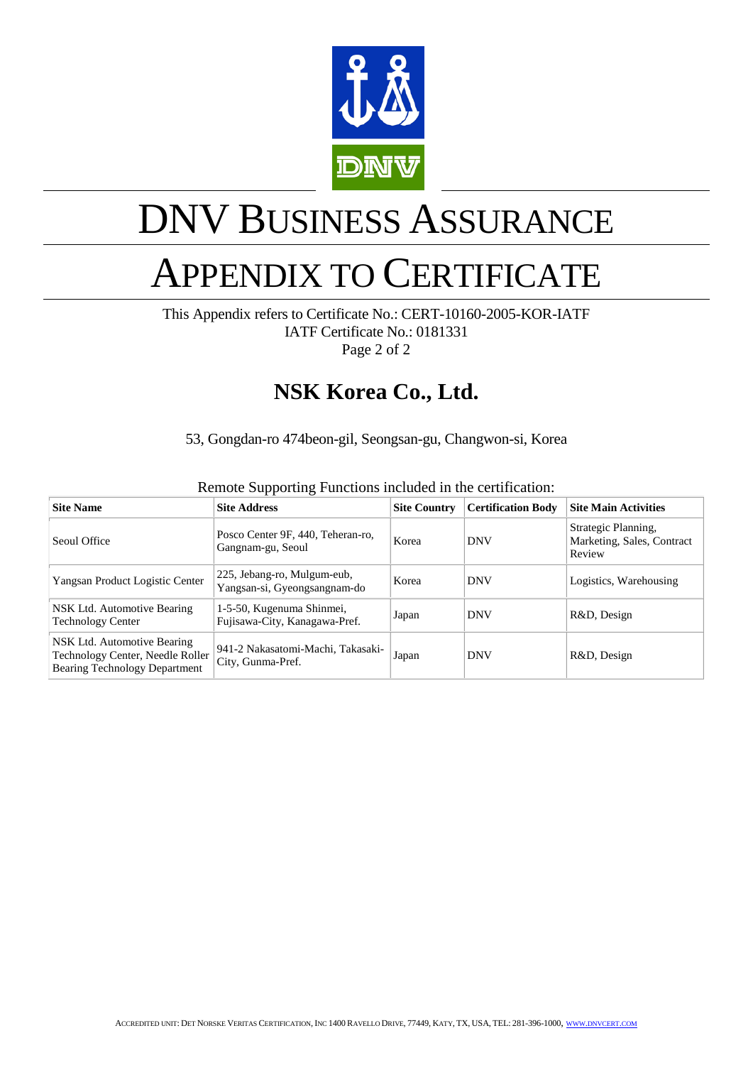# DNV Business Assurance

# Appendix to Certificate

This Appendix refers to Certificate No.: CERT-10160-2005-KOR-IATF
IATF Certificate No.: 0181331
Page 2 of 2

## NSK Korea Co., Ltd.

53, Gongdan-ro 474beon-gil, Seongsan-gu, Changwon-si, Korea

Remote Supporting Functions included in the certification:

| Site Name | Site Address | Site Country | Certification Body | Site Main Activities |
| --- | --- | --- | --- | --- |
| Seoul Office | Posco Center 9F, 440, Teheran-ro, Gangnam-gu, Seoul | Korea | DNV | Strategic Planning, Marketing, Sales, Contract Review |
| Yangsan Product Logistic Center | 225, Jebang-ro, Mulgum-eub, Yangsan-si, Gyeongsangnam-do | Korea | DNV | Logistics, Warehousing |
| NSK Ltd. Automotive Bearing Technology Center | 1-5-50, Kugenuma Shinmei, Fujisawa-City, Kanagawa-Pref. | Japan | DNV | R&D, Design |
| NSK Ltd. Automotive Bearing Technology Center, Needle Roller Bearing Technology Department | 941-2 Nakasatomi-Machi, Takasaki-City, Gunma-Pref. | Japan | DNV | R&D, Design |

Accredited unit: Det Norske Veritas Certification, Inc 1400 Ravello Drive, 77449, Katy, TX, USA, Tel: 281-396-1000, www.dnvcert.com